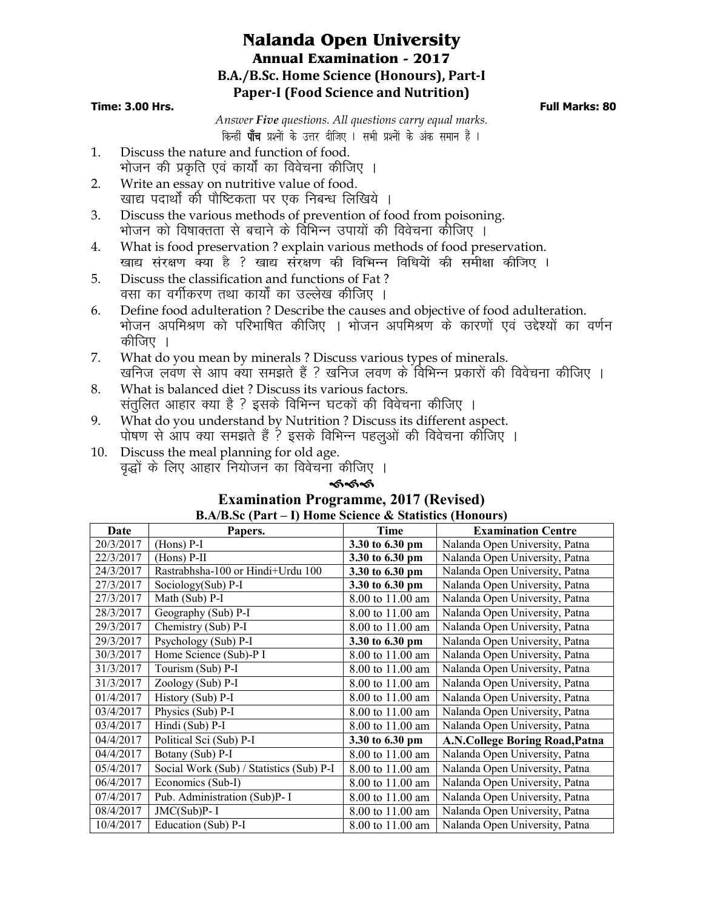# Nalanda Open University

## Annual Examination - 2017

### B.A./B.Sc. Home Science (Honours), Part-I

### Paper-I (Food Science and Nutrition)

**Time: 3.00 Hrs.** **Full Marks: 80**

*Answer **Five** questions. All questions carry equal marks.*

किन्हीं **पाँच** प्रश्नों के उत्तर दीजिए । सभी प्रश्नों के अंक समान हैं ।

1. Discuss the nature and function of food.
   भोजन की प्रकृति एवं कार्यों का विवेचना कीजिए ।
2. Write an essay on nutritive value of food.
   खाद्य पदार्थों की पौष्टिकता पर एक निबन्ध लिखिये ।
3. Discuss the various methods of prevention of food from poisoning.
   भोजन को विषाक्तता से बचाने के विभिन्न उपायों की विवेचना कीजिए ।
4. What is food preservation ? explain various methods of food preservation.
   खाद्य संरक्षण क्या है ? खाद्य संरक्षण की विभिन्न विधियों की समीक्षा कीजिए ।
5. Discuss the classification and functions of Fat ?
   वसा का वर्गीकरण तथा कार्यों का उल्लेख कीजिए ।
6. Define food adulteration ? Describe the causes and objective of food adulteration.
   भोजन अपमिश्रण को परिभाषित कीजिए । भोजन अपमिश्रण के कारणों एवं उद्देश्यों का वर्णन कीजिए ।
7. What do you mean by minerals ? Discuss various types of minerals.
   खनिज लवण से आप क्या समझते हैं ? खनिज लवण के विभिन्न प्रकारों की विवेचना कीजिए ।
8. What is balanced diet ? Discuss its various factors.
   संतुलित आहार क्या है ? इसके विभिन्न घटकों की विवेचना कीजिए ।
9. What do you understand by Nutrition ? Discuss its different aspect.
   पोषण से आप क्या समझते हैं ? इसके विभिन्न पहलुओं की विवेचना कीजिए ।
10. Discuss the meal planning for old age.
    वृद्धों के लिए आहार नियोजन का विवेचना कीजिए ।

## Examination Programme, 2017 (Revised)

### B.A/B.Sc (Part – I) Home Science & Statistics (Honours)

| Date | Papers. | Time | Examination Centre |
|---|---|---|---|
| 20/3/2017 | (Hons) P-I | **3.30 to 6.30 pm** | Nalanda Open University, Patna |
| 22/3/2017 | (Hons) P-II | **3.30 to 6.30 pm** | Nalanda Open University, Patna |
| 24/3/2017 | Rastrabhsha-100 or Hindi+Urdu 100 | **3.30 to 6.30 pm** | Nalanda Open University, Patna |
| 27/3/2017 | Sociology(Sub) P-I | **3.30 to 6.30 pm** | Nalanda Open University, Patna |
| 27/3/2017 | Math (Sub) P-I | 8.00 to 11.00 am | Nalanda Open University, Patna |
| 28/3/2017 | Geography (Sub) P-I | 8.00 to 11.00 am | Nalanda Open University, Patna |
| 29/3/2017 | Chemistry (Sub) P-I | 8.00 to 11.00 am | Nalanda Open University, Patna |
| 29/3/2017 | Psychology (Sub) P-I | **3.30 to 6.30 pm** | Nalanda Open University, Patna |
| 30/3/2017 | Home Science (Sub)-P I | 8.00 to 11.00 am | Nalanda Open University, Patna |
| 31/3/2017 | Tourism (Sub) P-I | 8.00 to 11.00 am | Nalanda Open University, Patna |
| 31/3/2017 | Zoology (Sub) P-I | 8.00 to 11.00 am | Nalanda Open University, Patna |
| 01/4/2017 | History (Sub) P-I | 8.00 to 11.00 am | Nalanda Open University, Patna |
| 03/4/2017 | Physics (Sub) P-I | 8.00 to 11.00 am | Nalanda Open University, Patna |
| 03/4/2017 | Hindi (Sub) P-I | 8.00 to 11.00 am | Nalanda Open University, Patna |
| 04/4/2017 | Political Sci (Sub) P-I | **3.30 to 6.30 pm** | **A.N.College Boring Road,Patna** |
| 04/4/2017 | Botany (Sub) P-I | 8.00 to 11.00 am | Nalanda Open University, Patna |
| 05/4/2017 | Social Work (Sub) / Statistics (Sub) P-I | 8.00 to 11.00 am | Nalanda Open University, Patna |
| 06/4/2017 | Economics (Sub-I) | 8.00 to 11.00 am | Nalanda Open University, Patna |
| 07/4/2017 | Pub. Administration (Sub)P- I | 8.00 to 11.00 am | Nalanda Open University, Patna |
| 08/4/2017 | JMC(Sub)P- I | 8.00 to 11.00 am | Nalanda Open University, Patna |
| 10/4/2017 | Education (Sub) P-I | 8.00 to 11.00 am | Nalanda Open University, Patna |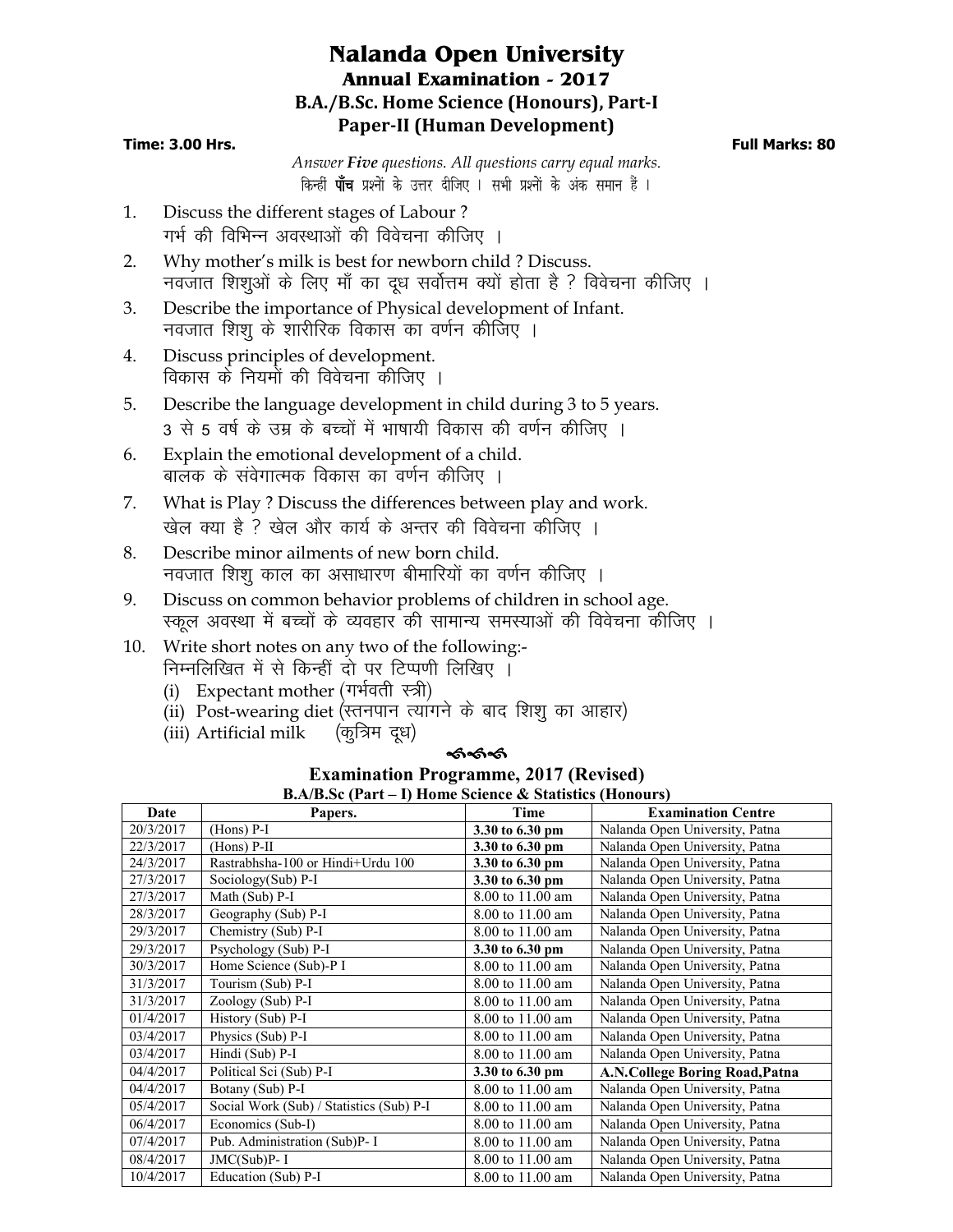# Nalanda Open University

## Annual Examination - 2017

### B.A./B.Sc. Home Science (Honours), Part-I

### Paper-II (Human Development)

**Time: 3.00 Hrs.** **Full Marks: 80**

*Answer **Five** questions. All questions carry equal marks.*

किन्हीं **पाँच** प्रश्नों के उत्तर दीजिए । सभी प्रश्नों के अंक समान हैं ।

1. Discuss the different stages of Labour ?
   गर्भ की विभिन्न अवस्थाओं की विवेचना कीजिए ।
2. Why mother's milk is best for newborn child ? Discuss.
   नवजात शिशुओं के लिए माँ का दूध सर्वोत्तम क्यों होता है ? विवेचना कीजिए ।
3. Describe the importance of Physical development of Infant.
   नवजात शिशु के शारीरिक विकास का वर्णन कीजिए ।
4. Discuss principles of development.
   विकास के नियमों की विवेचना कीजिए ।
5. Describe the language development in child during 3 to 5 years.
   3 से 5 वर्ष के उम्र के बच्चों में भाषायी विकास की वर्णन कीजिए ।
6. Explain the emotional development of a child.
   बालक के संवेगात्मक विकास का वर्णन कीजिए ।
7. What is Play ? Discuss the differences between play and work.
   खेल क्या है ? खेल और कार्य के अन्तर की विवेचना कीजिए ।
8. Describe minor ailments of new born child.
   नवजात शिशु काल का असाधारण बीमारियों का वर्णन कीजिए ।
9. Discuss on common behavior problems of children in school age.
   स्कूल अवस्था में बच्चों के व्यवहार की सामान्य समस्याओं की विवेचना कीजिए ।
10. Write short notes on any two of the following:-
    निम्नलिखित में से किन्हीं दो पर टिप्पणी लिखिए ।
    (i) Expectant mother (गर्भवती स्त्री)
    (ii) Post-wearing diet (स्तनपान त्यागने के बाद शिशु का आहार)
    (iii) Artificial milk (कृत्रिम दूध)

## Examination Programme, 2017 (Revised)

**B.A/B.Sc (Part – I) Home Science & Statistics (Honours)**

| Date | Papers. | Time | Examination Centre |
|---|---|---|---|
| 20/3/2017 | (Hons) P-I | **3.30 to 6.30 pm** | Nalanda Open University, Patna |
| 22/3/2017 | (Hons) P-II | **3.30 to 6.30 pm** | Nalanda Open University, Patna |
| 24/3/2017 | Rastrabhsha-100 or Hindi+Urdu 100 | **3.30 to 6.30 pm** | Nalanda Open University, Patna |
| 27/3/2017 | Sociology(Sub) P-I | **3.30 to 6.30 pm** | Nalanda Open University, Patna |
| 27/3/2017 | Math (Sub) P-I | 8.00 to 11.00 am | Nalanda Open University, Patna |
| 28/3/2017 | Geography (Sub) P-I | 8.00 to 11.00 am | Nalanda Open University, Patna |
| 29/3/2017 | Chemistry (Sub) P-I | 8.00 to 11.00 am | Nalanda Open University, Patna |
| 29/3/2017 | Psychology (Sub) P-I | **3.30 to 6.30 pm** | Nalanda Open University, Patna |
| 30/3/2017 | Home Science (Sub)-P I | 8.00 to 11.00 am | Nalanda Open University, Patna |
| 31/3/2017 | Tourism (Sub) P-I | 8.00 to 11.00 am | Nalanda Open University, Patna |
| 31/3/2017 | Zoology (Sub) P-I | 8.00 to 11.00 am | Nalanda Open University, Patna |
| 01/4/2017 | History (Sub) P-I | 8.00 to 11.00 am | Nalanda Open University, Patna |
| 03/4/2017 | Physics (Sub) P-I | 8.00 to 11.00 am | Nalanda Open University, Patna |
| 03/4/2017 | Hindi (Sub) P-I | 8.00 to 11.00 am | Nalanda Open University, Patna |
| 04/4/2017 | Political Sci (Sub) P-I | **3.30 to 6.30 pm** | **A.N.College Boring Road,Patna** |
| 04/4/2017 | Botany (Sub) P-I | 8.00 to 11.00 am | Nalanda Open University, Patna |
| 05/4/2017 | Social Work (Sub) / Statistics (Sub) P-I | 8.00 to 11.00 am | Nalanda Open University, Patna |
| 06/4/2017 | Economics (Sub-I) | 8.00 to 11.00 am | Nalanda Open University, Patna |
| 07/4/2017 | Pub. Administration (Sub)P- I | 8.00 to 11.00 am | Nalanda Open University, Patna |
| 08/4/2017 | JMC(Sub)P- I | 8.00 to 11.00 am | Nalanda Open University, Patna |
| 10/4/2017 | Education (Sub) P-I | 8.00 to 11.00 am | Nalanda Open University, Patna |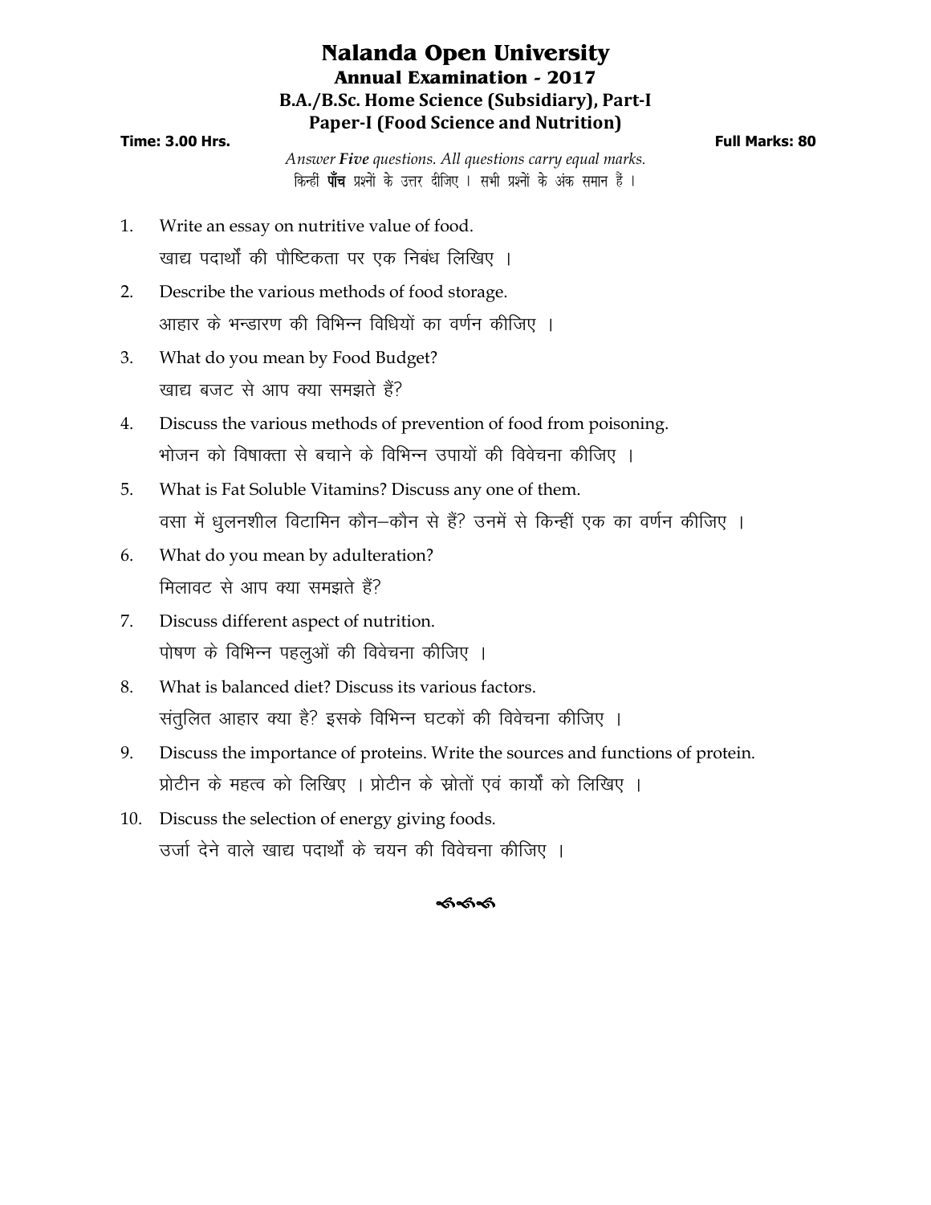# Nalanda Open University

## Annual Examination - 2017

## B.A./B.Sc. Home Science (Subsidiary), Part-I

## Paper-I (Food Science and Nutrition)

**Time: 3.00 Hrs.** **Full Marks: 80**

*Answer **Five** questions. All questions carry equal marks.*

किन्हीं **पाँच** प्रश्नों के उत्तर दीजिए । सभी प्रश्नों के अंक समान हैं ।

1. Write an essay on nutritive value of food.
   खाद्य पदार्थों की पौष्टिकता पर एक निबंध लिखिए ।
2. Describe the various methods of food storage.
   आहार के भन्डारण की विभिन्न विधियों का वर्णन कीजिए ।
3. What do you mean by Food Budget?
   खाद्य बजट से आप क्या समझते हैं?
4. Discuss the various methods of prevention of food from poisoning.
   भोजन को विषाक्ता से बचाने के विभिन्न उपायों की विवेचना कीजिए ।
5. What is Fat Soluble Vitamins? Discuss any one of them.
   वसा में घुलनशील विटामिन कौन–कौन से हैं? उनमें से किन्हीं एक का वर्णन कीजिए ।
6. What do you mean by adulteration?
   मिलावट से आप क्या समझते हैं?
7. Discuss different aspect of nutrition.
   पोषण के विभिन्न पहलुओं की विवेचना कीजिए ।
8. What is balanced diet? Discuss its various factors.
   संतुलित आहार क्या है? इसके विभिन्न घटकों की विवेचना कीजिए ।
9. Discuss the importance of proteins. Write the sources and functions of protein.
   प्रोटीन के महत्व को लिखिए । प्रोटीन के स्रोतों एवं कार्यों को लिखिए ।
10. Discuss the selection of energy giving foods.
    उर्जा देने वाले खाद्य पदार्थों के चयन की विवेचना कीजिए ।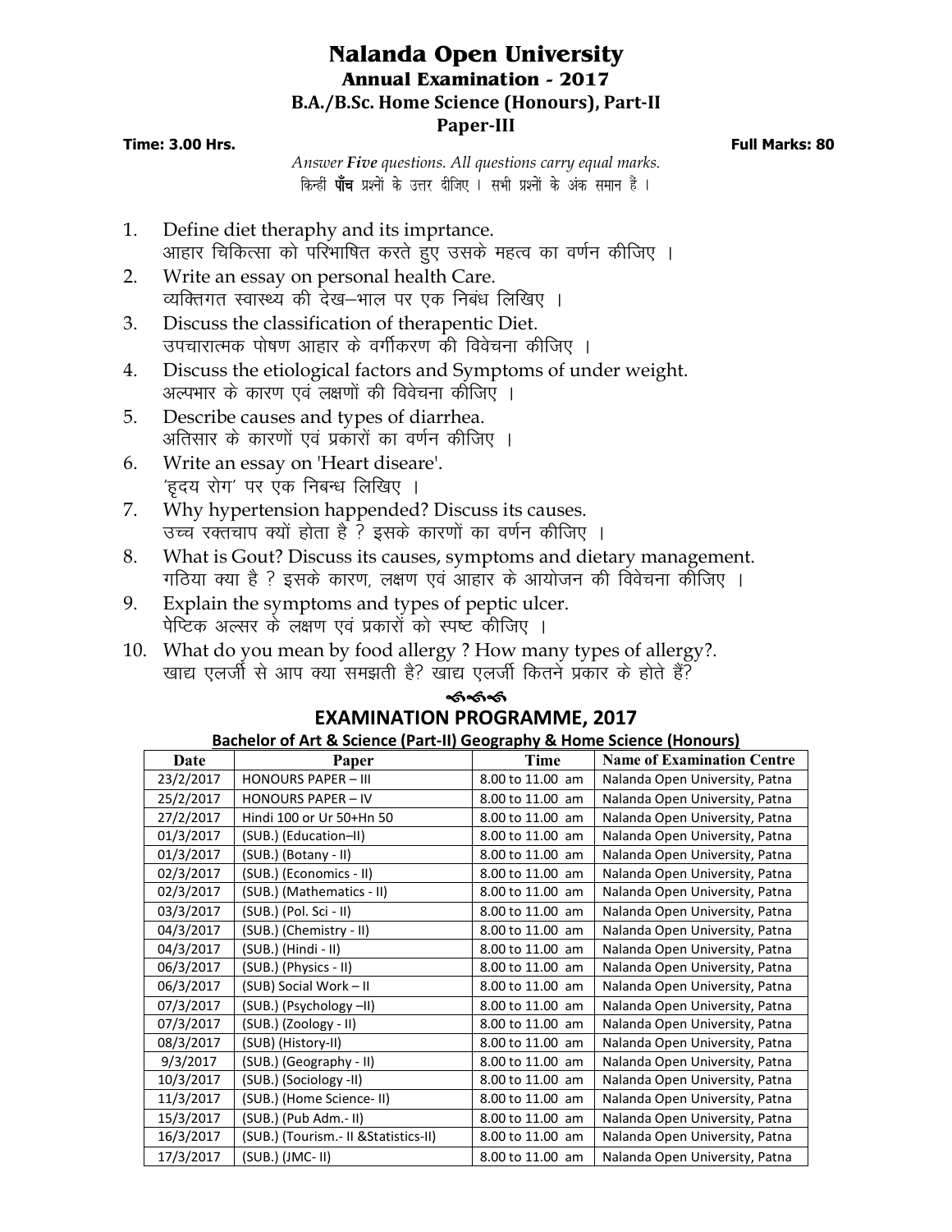# Nalanda Open University

## Annual Examination - 2017

### B.A./B.Sc. Home Science (Honours), Part-II

### Paper-III

**Time: 3.00 Hrs.** **Full Marks: 80**

*Answer **Five** questions. All questions carry equal marks.*
किन्हीं **पाँच** प्रश्नों के उत्तर दीजिए । सभी प्रश्नों के अंक समान हैं ।

1. Define diet theraphy and its imprtance.
   आहार चिकित्सा को परिभाषित करते हुए उसके महत्व का वर्णन कीजिए ।
2. Write an essay on personal health Care.
   व्यक्तिगत स्वास्थ्य की देख–भाल पर एक निबंध लिखिए ।
3. Discuss the classification of therapentic Diet.
   उपचारात्मक पोषण आहार के वर्गीकरण की विवेचना कीजिए ।
4. Discuss the etiological factors and Symptoms of under weight.
   अल्पभार के कारण एवं लक्षणों की विवेचना कीजिए ।
5. Describe causes and types of diarrhea.
   अतिसार के कारणों एवं प्रकारों का वर्णन कीजिए ।
6. Write an essay on 'Heart diseare'.
   'हृदय रोग' पर एक निबन्ध लिखिए ।
7. Why hypertension happended? Discuss its causes.
   उच्च रक्तचाप क्यों होता है ? इसके कारणों का वर्णन कीजिए ।
8. What is Gout? Discuss its causes, symptoms and dietary management.
   गठिया क्या है ? इसके कारण, लक्षण एवं आहार के आयोजन की विवेचना कीजिए ।
9. Explain the symptoms and types of peptic ulcer.
   पेप्टिक अल्सर के लक्षण एवं प्रकारों को स्पष्ट कीजिए ।
10. What do you mean by food allergy ? How many types of allergy?.
    खाद्य एलर्जी से आप क्या समझती है? खाद्य एलर्जी कितने प्रकार के होते हैं?

## EXAMINATION PROGRAMME, 2017

**Bachelor of Art & Science (Part-II) Geography & Home Science (Honours)**

| Date | Paper | Time | Name of Examination Centre |
|---|---|---|---|
| 23/2/2017 | HONOURS PAPER – III | 8.00 to 11.00 am | Nalanda Open University, Patna |
| 25/2/2017 | HONOURS PAPER – IV | 8.00 to 11.00 am | Nalanda Open University, Patna |
| 27/2/2017 | Hindi 100 or Ur 50+Hn 50 | 8.00 to 11.00 am | Nalanda Open University, Patna |
| 01/3/2017 | (SUB.) (Education–II) | 8.00 to 11.00 am | Nalanda Open University, Patna |
| 01/3/2017 | (SUB.) (Botany - II) | 8.00 to 11.00 am | Nalanda Open University, Patna |
| 02/3/2017 | (SUB.) (Economics - II) | 8.00 to 11.00 am | Nalanda Open University, Patna |
| 02/3/2017 | (SUB.) (Mathematics - II) | 8.00 to 11.00 am | Nalanda Open University, Patna |
| 03/3/2017 | (SUB.) (Pol. Sci - II) | 8.00 to 11.00 am | Nalanda Open University, Patna |
| 04/3/2017 | (SUB.) (Chemistry - II) | 8.00 to 11.00 am | Nalanda Open University, Patna |
| 04/3/2017 | (SUB.) (Hindi - II) | 8.00 to 11.00 am | Nalanda Open University, Patna |
| 06/3/2017 | (SUB.) (Physics - II) | 8.00 to 11.00 am | Nalanda Open University, Patna |
| 06/3/2017 | (SUB) Social Work – II | 8.00 to 11.00 am | Nalanda Open University, Patna |
| 07/3/2017 | (SUB.) (Psychology –II) | 8.00 to 11.00 am | Nalanda Open University, Patna |
| 07/3/2017 | (SUB.) (Zoology - II) | 8.00 to 11.00 am | Nalanda Open University, Patna |
| 08/3/2017 | (SUB) (History-II) | 8.00 to 11.00 am | Nalanda Open University, Patna |
| 9/3/2017 | (SUB.) (Geography - II) | 8.00 to 11.00 am | Nalanda Open University, Patna |
| 10/3/2017 | (SUB.) (Sociology -II) | 8.00 to 11.00 am | Nalanda Open University, Patna |
| 11/3/2017 | (SUB.) (Home Science- II) | 8.00 to 11.00 am | Nalanda Open University, Patna |
| 15/3/2017 | (SUB.) (Pub Adm.- II) | 8.00 to 11.00 am | Nalanda Open University, Patna |
| 16/3/2017 | (SUB.) (Tourism.- II &Statistics-II) | 8.00 to 11.00 am | Nalanda Open University, Patna |
| 17/3/2017 | (SUB.) (JMC- II) | 8.00 to 11.00 am | Nalanda Open University, Patna |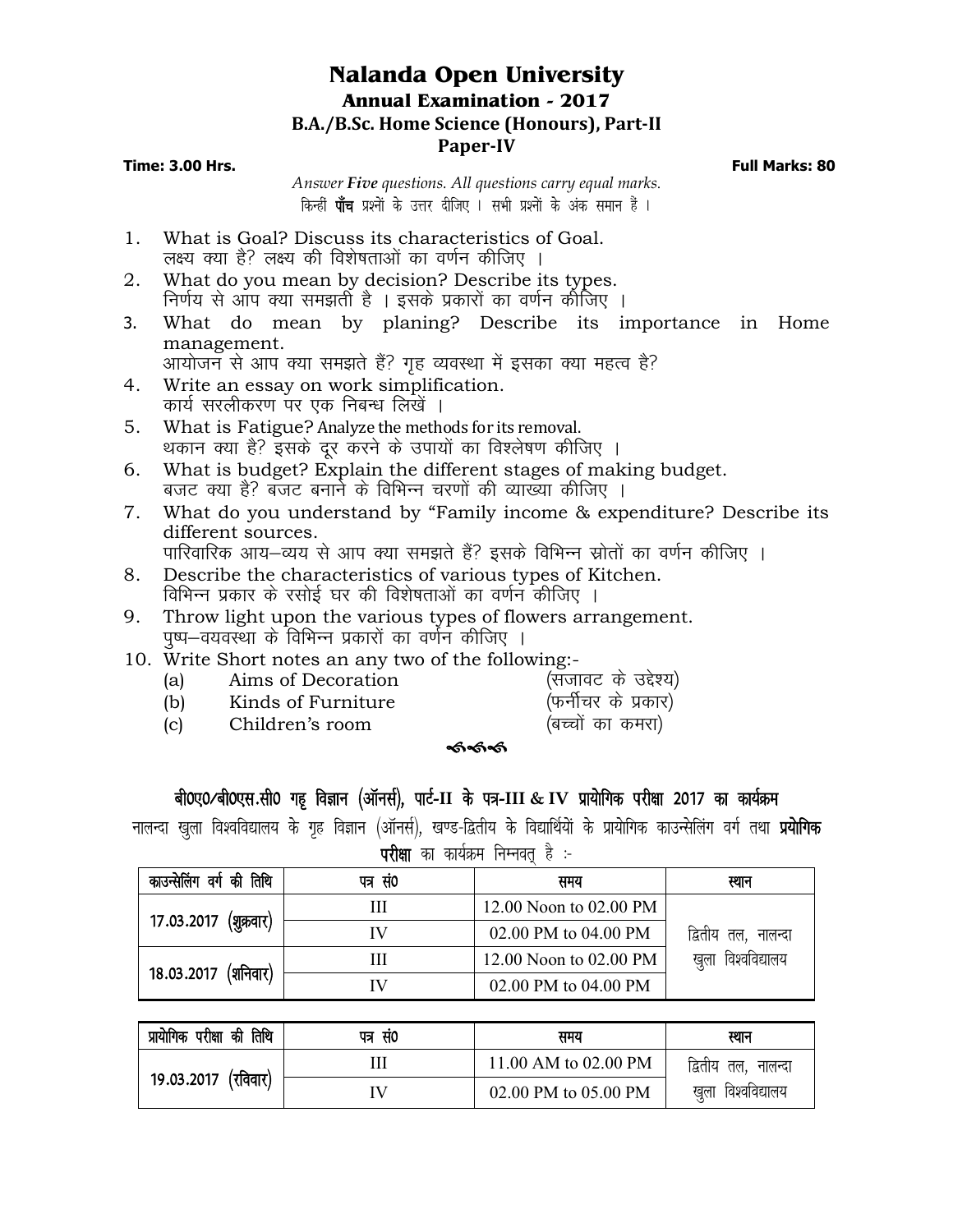# Nalanda Open University

### Annual Examination - 2017

### B.A./B.Sc. Home Science (Honours), Part-II

### Paper-IV

**Time: 3.00 Hrs.** **Full Marks: 80**

*Answer **Five** questions. All questions carry equal marks.*
किन्हीं **पाँच** प्रश्नों के उत्तर दीजिए । सभी प्रश्नों के अंक समान हैं ।

1. What is Goal? Discuss its characteristics of Goal.
   लक्ष्य क्या है? लक्ष्य की विशेषताओं का वर्णन कीजिए ।
2. What do you mean by decision? Describe its types.
   निर्णय से आप क्या समझती है । इसके प्रकारों का वर्णन कीजिए ।
3. What do mean by planing? Describe its importance in Home management.
   आयोजन से आप क्या समझते हैं? गृह व्यवस्था में इसका क्या महत्व है?
4. Write an essay on work simplification.
   कार्य सरलीकरण पर एक निबन्ध लिखें ।
5. What is Fatigue? Analyze the methods for its removal.
   थकान क्या है? इसके दूर करने के उपायों का विश्लेषण कीजिए ।
6. What is budget? Explain the different stages of making budget.
   बजट क्या है? बजट बनाने के विभिन्न चरणों की व्याख्या कीजिए ।
7. What do you understand by "Family income & expenditure? Describe its different sources.
   पारिवारिक आय–व्यय से आप क्या समझते हैं? इसके विभिन्न स्रोतों का वर्णन कीजिए ।
8. Describe the characteristics of various types of Kitchen.
   विभिन्न प्रकार के रसोई घर की विशेषताओं का वर्णन कीजिए ।
9. Throw light upon the various types of flowers arrangement.
   पुष्प–वयवस्था के विभिन्न प्रकारों का वर्णन कीजिए ।
10. Write Short notes an any two of the following:-
    - (a) Aims of Decoration (सजावट के उद्देश्य)
    - (b) Kinds of Furniture (फर्नीचर के प्रकार)
    - (c) Children's room (बच्चों का कमरा)

## बी0ए0/बी0एस.सी0 गहृ विज्ञान (ऑनर्स), पार्ट-II के पत्र-III & IV प्रायोगिक परीक्षा 2017 का कार्यक्रम

नालन्दा खुला विश्वविद्यालय के गृह विज्ञान (ऑनर्स), खण्ड-द्वितीय के विद्यार्थियों के प्रायोगिक काउन्सेलिंग वर्ग तथा **प्रयोगिक परीक्षा** का कार्यक्रम निम्नवत् है :-

| काउन्सेलिंग वर्ग की तिथि | पत्र सं0 | समय | स्थान |
|---|---|---|---|
| 17.03.2017 (शुक्रवार) | III | 12.00 Noon to 02.00 PM | द्वितीय तल, नालन्दा खुला विश्वविद्यालय |
| | IV | 02.00 PM to 04.00 PM | |
| 18.03.2017 (शनिवार) | III | 12.00 Noon to 02.00 PM | |
| | IV | 02.00 PM to 04.00 PM | |

| प्रायोगिक परीक्षा की तिथि | पत्र सं0 | समय | स्थान |
|---|---|---|---|
| 19.03.2017 (रविवार) | III | 11.00 AM to 02.00 PM | द्वितीय तल, नालन्दा खुला विश्वविद्यालय |
| | IV | 02.00 PM to 05.00 PM | |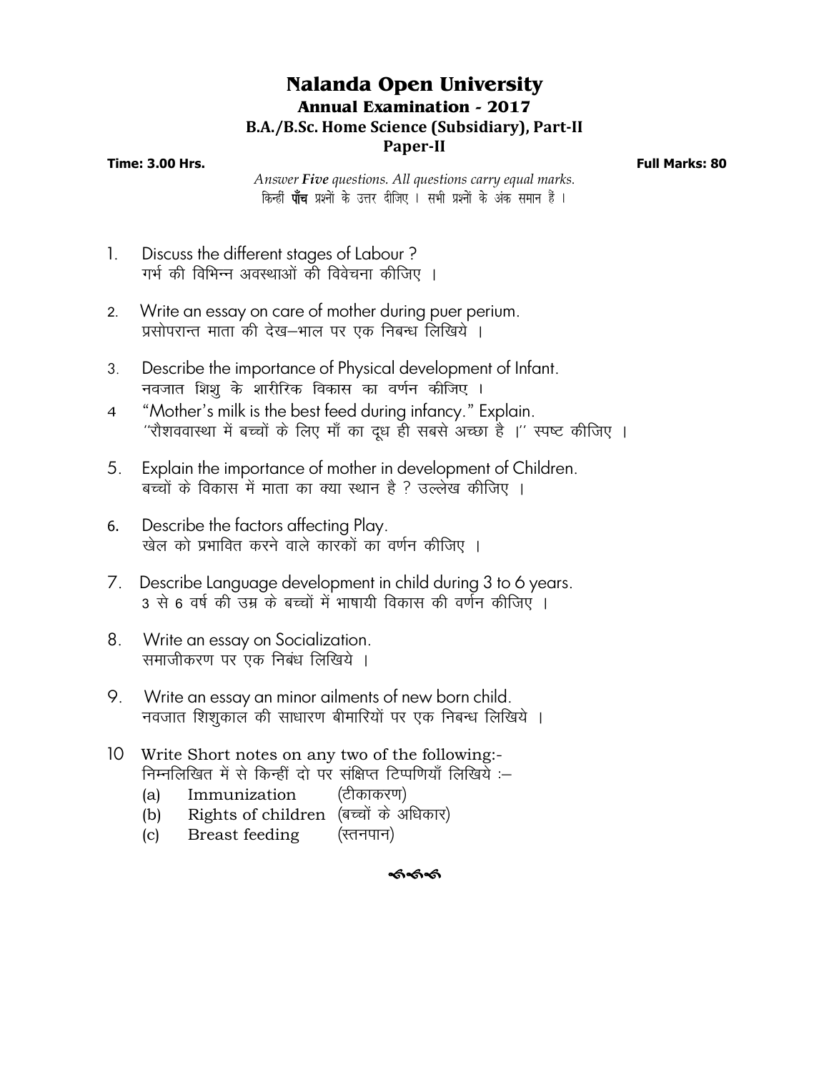# Nalanda Open University

## Annual Examination - 2017

### B.A./B.Sc. Home Science (Subsidiary), Part-II

### Paper-II

**Time: 3.00 Hrs.** **Full Marks: 80**

*Answer **Five** questions. All questions carry equal marks.*
किन्हीं **पाँच** प्रश्नों के उत्तर दीजिए । सभी प्रश्नों के अंक समान हैं ।

1. Discuss the different stages of Labour ?
   गर्भ की विभिन्न अवस्थाओं की विवेचना कीजिए ।

2. Write an essay on care of mother during puer perium.
   प्रसोपरान्त माता की देख–भाल पर एक निबन्ध लिखिये ।

3. Describe the importance of Physical development of Infant.
   नवजात शिशु के शारीरिक विकास का वर्णन कीजिए ।

4. "Mother's milk is the best feed during infancy." Explain.
   ''शैशववास्था में बच्चों के लिए माँ का दूध ही सबसे अच्छा है ।'' स्पष्ट कीजिए ।

5. Explain the importance of mother in development of Children.
   बच्चों के विकास में माता का क्या स्थान है ? उल्लेख कीजिए ।

6. Describe the factors affecting Play.
   खेल को प्रभावित करने वाले कारकों का वर्णन कीजिए ।

7. Describe Language development in child during 3 to 6 years.
   3 से 6 वर्ष की उम्र के बच्चों में भाषायी विकास की वर्णन कीजिए ।

8. Write an essay on Socialization.
   समाजीकरण पर एक निबंध लिखिये ।

9. Write an essay an minor ailments of new born child.
   नवजात शिशुकाल की साधारण बीमारियों पर एक निबन्ध लिखिये ।

10. Write Short notes on any two of the following:-
    निम्नलिखित में से किन्हीं दो पर संक्षिप्त टिप्पणियाँ लिखिये :–
    (a) Immunization (टीकाकरण)
    (b) Rights of children (बच्चों के अधिकार)
    (c) Breast feeding (स्तनपान)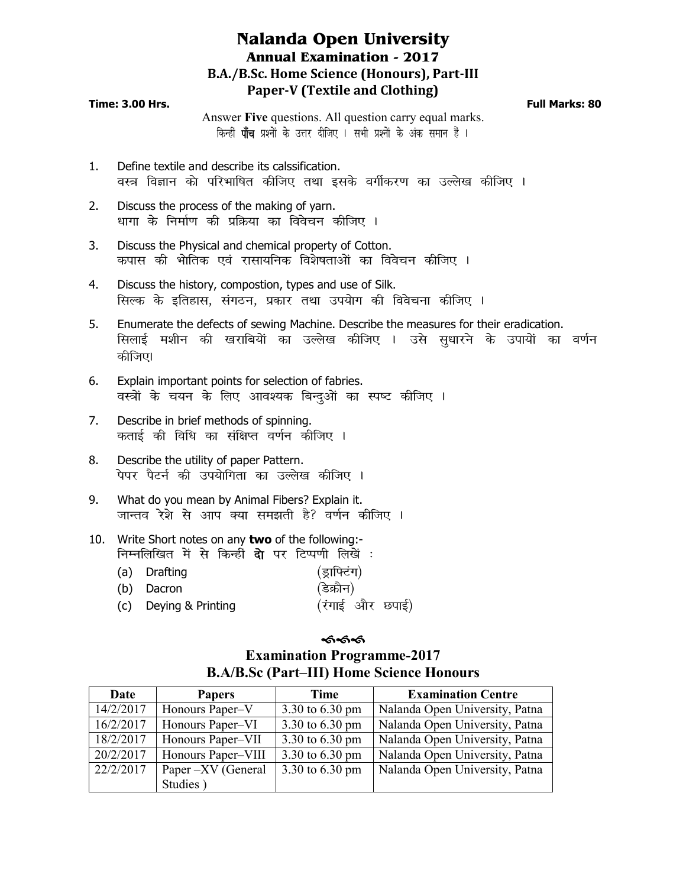# Nalanda Open University

## Annual Examination - 2017

## B.A./B.Sc. Home Science (Honours), Part-III

## Paper-V (Textile and Clothing)

**Time: 3.00 Hrs.** **Full Marks: 80**

Answer **Five** questions. All question carry equal marks.
किन्हीं **पाँच** प्रश्नों के उत्तर दीजिए । सभी प्रश्नों के अंक समान हैं ।

1. Define textile and describe its calssification.
   वस्त्र विज्ञान को परिभाषित कीजिए तथा इसके वर्गीकरण का उल्लेख कीजिए ।
2. Discuss the process of the making of yarn.
   धागा के निर्माण की प्रक्रिया का विवेचन कीजिए ।
3. Discuss the Physical and chemical property of Cotton.
   कपास की भोतिक एवं रासायनिक विशेषताओं का विवेचन कीजिए ।
4. Discuss the history, compostion, types and use of Silk.
   सिल्क के इतिहास, संगठन, प्रकार तथा उपयोग की विवेचना कीजिए ।
5. Enumerate the defects of sewing Machine. Describe the measures for their eradication.
   सिलाई मशीन की खराबियों का उल्लेख कीजिए । उसे सुधारने के उपायों का वर्णन कीजिए।
6. Explain important points for selection of fabries.
   वस्त्रों के चयन के लिए आवश्यक बिन्दुओं का स्पष्ट कीजिए ।
7. Describe in brief methods of spinning.
   कताई की विधि का संक्षिप्त वर्णन कीजिए ।
8. Describe the utility of paper Pattern.
   पेपर पैटर्न की उपयोगिता का उल्लेख कीजिए ।
9. What do you mean by Animal Fibers? Explain it.
   जान्तव रेशे से आप क्या समझती है? वर्णन कीजिए ।
10. Write Short notes on any **two** of the following:-
    निम्नलिखित में से किन्हीं **दो** पर टिप्पणी लिखें :
    - (a) Drafting (ड्राफ्टिंग)
    - (b) Dacron (डेक्रौन)
    - (c) Deying & Printing (रंगाई और छपाई)

## Examination Programme-2017

## B.A/B.Sc (Part–III) Home Science Honours

| Date | Papers | Time | Examination Centre |
|---|---|---|---|
| 14/2/2017 | Honours Paper–V | 3.30 to 6.30 pm | Nalanda Open University, Patna |
| 16/2/2017 | Honours Paper–VI | 3.30 to 6.30 pm | Nalanda Open University, Patna |
| 18/2/2017 | Honours Paper–VII | 3.30 to 6.30 pm | Nalanda Open University, Patna |
| 20/2/2017 | Honours Paper–VIII | 3.30 to 6.30 pm | Nalanda Open University, Patna |
| 22/2/2017 | Paper –XV (General Studies ) | 3.30 to 6.30 pm | Nalanda Open University, Patna |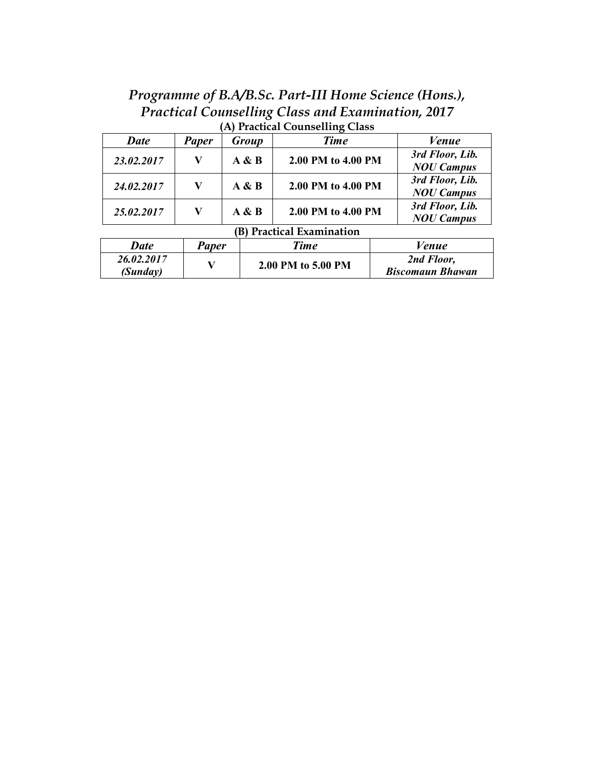## *Programme of B.A/B.Sc. Part-III Home Science (Hons.), Practical Counselling Class and Examination, 2017*

### (A) Practical Counselling Class

| *Date* | *Paper* | *Group* | *Time* | *Venue* |
|---|---|---|---|---|
| *23.02.2017* | **V** | **A & B** | **2.00 PM to 4.00 PM** | *3rd Floor, Lib. NOU Campus* |
| *24.02.2017* | **V** | **A & B** | **2.00 PM to 4.00 PM** | *3rd Floor, Lib. NOU Campus* |
| *25.02.2017* | **V** | **A & B** | **2.00 PM to 4.00 PM** | *3rd Floor, Lib. NOU Campus* |

### (B) Practical Examination

| *Date* | *Paper* | *Time* | *Venue* |
|---|---|---|---|
| *26.02.2017 (Sunday)* | **V** | **2.00 PM to 5.00 PM** | *2nd Floor, Biscomaun Bhawan* |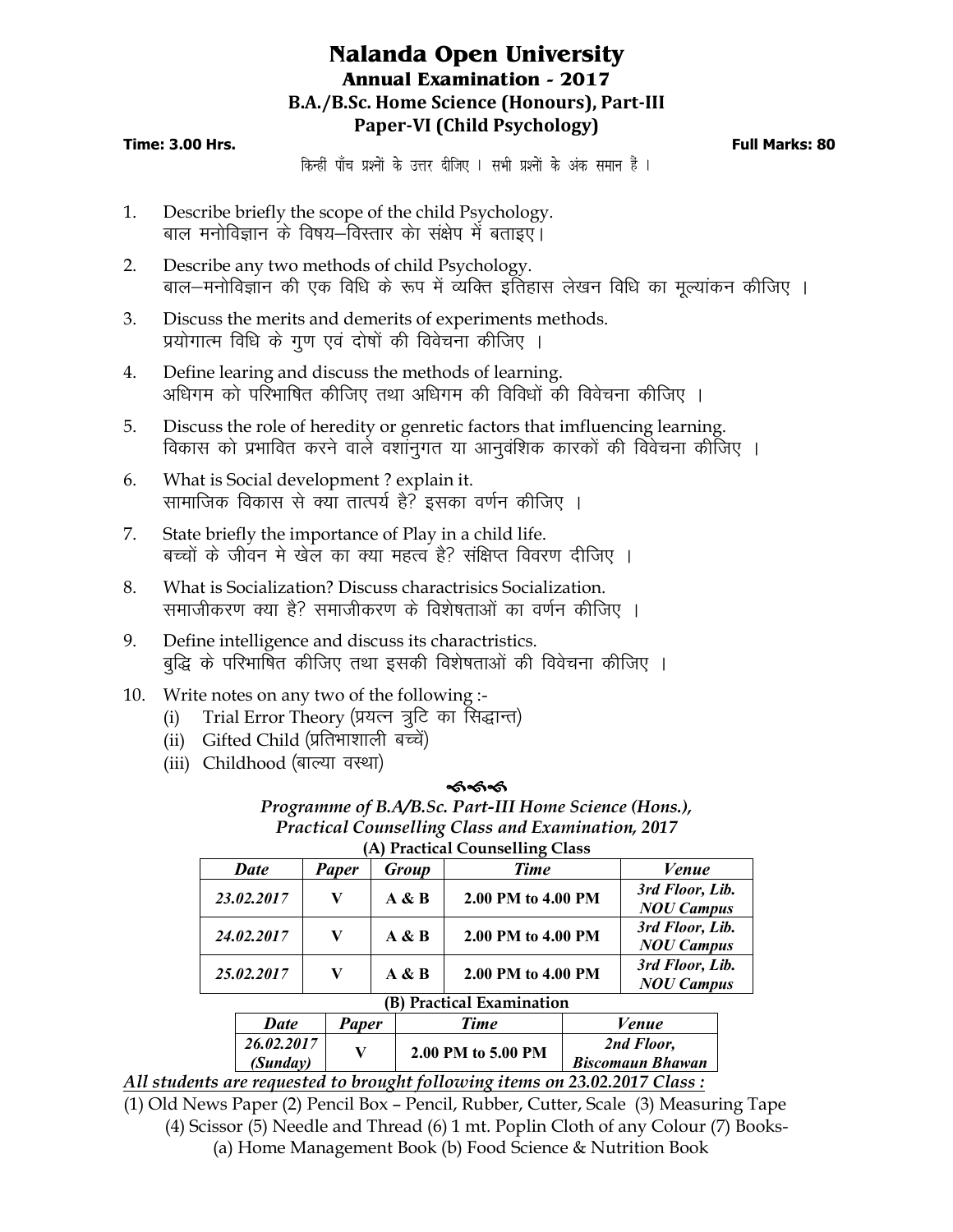# Nalanda Open University

## Annual Examination - 2017

### B.A./B.Sc. Home Science (Honours), Part-III

### Paper-VI (Child Psychology)

**Time: 3.00 Hrs.** **Full Marks: 80**

किन्हीं पाँच प्रश्नों के उत्तर दीजिए । सभी प्रश्नों के अंक समान हैं ।

1. Describe briefly the scope of the child Psychology.
   बाल मनोविज्ञान के विषय–विस्तार को संक्षेप में बताइए।
2. Describe any two methods of child Psychology.
   बाल–मनोविज्ञान की एक विधि के रूप में व्यक्ति इतिहास लेखन विधि का मूल्यांकन कीजिए ।
3. Discuss the merits and demerits of experiments methods.
   प्रयोगात्म विधि के गुण एवं दोषों की विवेचना कीजिए ।
4. Define learing and discuss the methods of learning.
   अधिगम को परिभाषित कीजिए तथा अधिगम की विविधों की विवेचना कीजिए ।
5. Discuss the role of heredity or genretic factors that imfluencing learning.
   विकास को प्रभावित करने वाले वशांनुगत या आनुवंशिक कारकों की विवेचना कीजिए ।
6. What is Social development ? explain it.
   सामाजिक विकास से क्या तात्पर्य है? इसका वर्णन कीजिए ।
7. State briefly the importance of Play in a child life.
   बच्चों के जीवन मे खेल का क्या महत्व है? संक्षिप्त विवरण दीजिए ।
8. What is Socialization? Discuss charactrisics Socialization.
   समाजीकरण क्या है? समाजीकरण के विशेषताओं का वर्णन कीजिए ।
9. Define intelligence and discuss its charactristics.
   बुद्धि के परिभाषित कीजिए तथा इसकी विशेषताओं की विवेचना कीजिए ।
10. Write notes on any two of the following :-
    (i) Trial Error Theory (प्रयत्न त्रुटि का सिद्धान्त)
    (ii) Gifted Child (प्रतिभाशाली बच्चें)
    (iii) Childhood (बाल्या वस्था)

***Programme of B.A/B.Sc. Part-III Home Science (Hons.), Practical Counselling Class and Examination, 2017***

**(A) Practical Counselling Class**

| *Date* | *Paper* | *Group* | *Time* | *Venue* |
|---|---|---|---|---|
| *23.02.2017* | V | A & B | 2.00 PM to 4.00 PM | *3rd Floor, Lib. NOU Campus* |
| *24.02.2017* | V | A & B | 2.00 PM to 4.00 PM | *3rd Floor, Lib. NOU Campus* |
| *25.02.2017* | V | A & B | 2.00 PM to 4.00 PM | *3rd Floor, Lib. NOU Campus* |

**(B) Practical Examination**

| *Date* | *Paper* | *Time* | *Venue* |
|---|---|---|---|
| *26.02.2017 (Sunday)* | V | 2.00 PM to 5.00 PM | *2nd Floor, Biscomaun Bhawan* |

***All students are requested to brought following items on 23.02.2017 Class :***

(1) Old News Paper (2) Pencil Box – Pencil, Rubber, Cutter, Scale (3) Measuring Tape (4) Scissor (5) Needle and Thread (6) 1 mt. Poplin Cloth of any Colour (7) Books- (a) Home Management Book (b) Food Science & Nutrition Book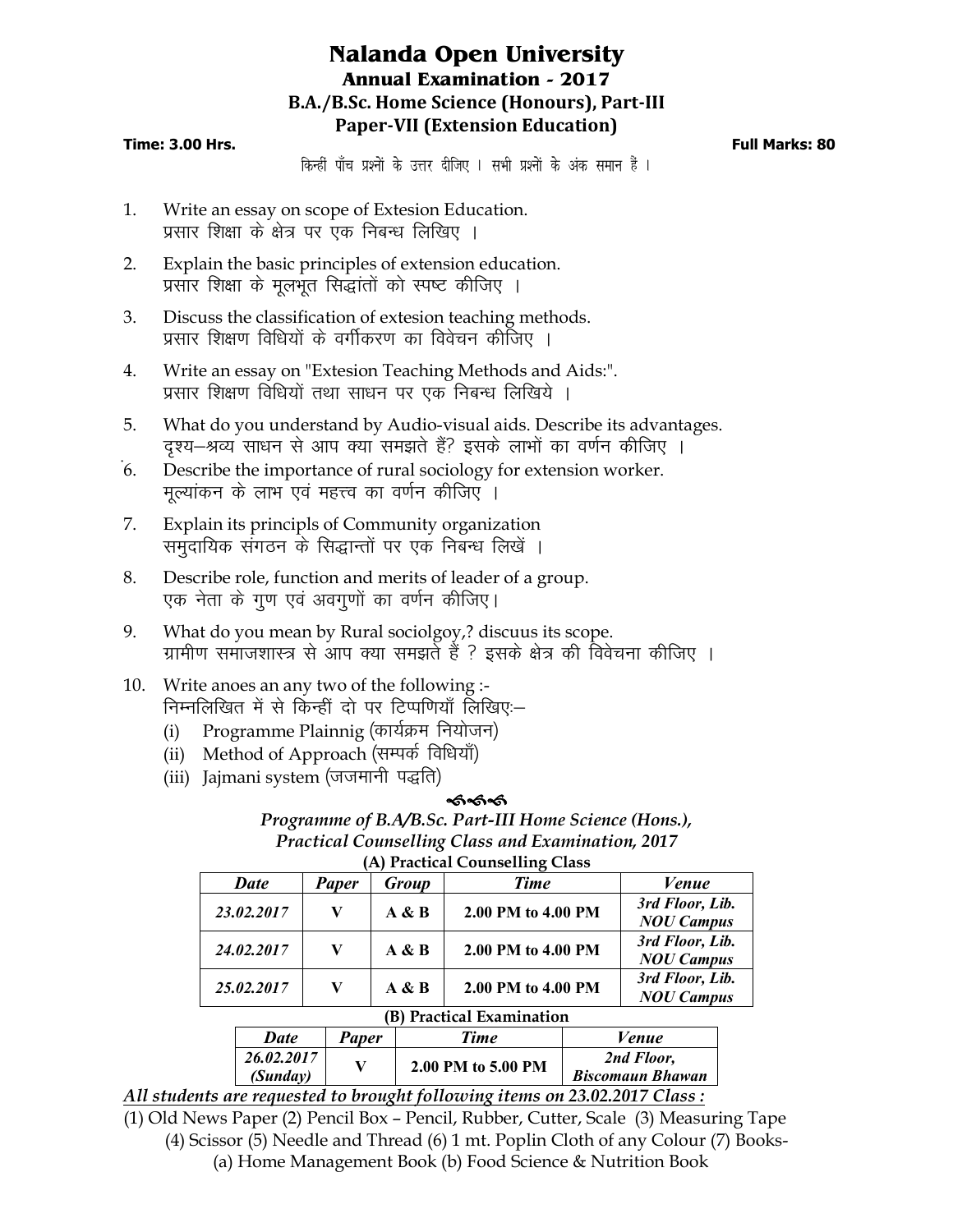# Nalanda Open University

## Annual Examination - 2017

### B.A./B.Sc. Home Science (Honours), Part-III

### Paper-VII (Extension Education)

**Time: 3.00 Hrs.** **Full Marks: 80**

किन्हीं पाँच प्रश्नों के उत्तर दीजिए । सभी प्रश्नों के अंक समान हैं ।

1. Write an essay on scope of Extesion Education.
   प्रसार शिक्षा के क्षेत्र पर एक निबन्ध लिखिए ।
2. Explain the basic principles of extension education.
   प्रसार शिक्षा के मूलभूत सिद्धांतों को स्पष्ट कीजिए ।
3. Discuss the classification of extesion teaching methods.
   प्रसार शिक्षण विधियों के वर्गीकरण का विवेचन कीजिए ।
4. Write an essay on "Extesion Teaching Methods and Aids:".
   प्रसार शिक्षण विधियों तथा साधन पर एक निबन्ध लिखिये ।
5. What do you understand by Audio-visual aids. Describe its advantages.
   दृश्य–श्रव्य साधन से आप क्या समझते हैं? इसके लाभों का वर्णन कीजिए ।
6. Describe the importance of rural sociology for extension worker.
   मूल्यांकन के लाभ एवं महत्त्व का वर्णन कीजिए ।
7. Explain its principls of Community organization
   समुदायिक संगठन के सिद्धान्तों पर एक निबन्ध लिखें ।
8. Describe role, function and merits of leader of a group.
   एक नेता के गुण एवं अवगुणों का वर्णन कीजिए।
9. What do you mean by Rural sociolgoy,? discuus its scope.
   ग्रामीण समाजशास्त्र से आप क्या समझते हैं ? इसके क्षेत्र की विवेचना कीजिए ।
10. Write anoes an any two of the following :-
    निम्नलिखित में से किन्हीं दो पर टिप्पणियाँ लिखिए:–
    (i) Programme Plainnig (कार्यक्रम नियोजन)
    (ii) Method of Approach (सम्पर्क विधियाँ)
    (iii) Jajmani system (जजमानी पद्धति)

***Programme of B.A/B.Sc. Part-III Home Science (Hons.), Practical Counselling Class and Examination, 2017***

**(A) Practical Counselling Class**

| *Date* | *Paper* | *Group* | *Time* | *Venue* |
|---|---|---|---|---|
| *23.02.2017* | V | A & B | 2.00 PM to 4.00 PM | *3rd Floor, Lib. NOU Campus* |
| *24.02.2017* | V | A & B | 2.00 PM to 4.00 PM | *3rd Floor, Lib. NOU Campus* |
| *25.02.2017* | V | A & B | 2.00 PM to 4.00 PM | *3rd Floor, Lib. NOU Campus* |

**(B) Practical Examination**

| *Date* | *Paper* | *Time* | *Venue* |
|---|---|---|---|
| *26.02.2017 (Sunday)* | V | 2.00 PM to 5.00 PM | *2nd Floor, Biscomaun Bhawan* |

***All students are requested to brought following items on 23.02.2017 Class :***

(1) Old News Paper (2) Pencil Box – Pencil, Rubber, Cutter, Scale (3) Measuring Tape (4) Scissor (5) Needle and Thread (6) 1 mt. Poplin Cloth of any Colour (7) Books- (a) Home Management Book (b) Food Science & Nutrition Book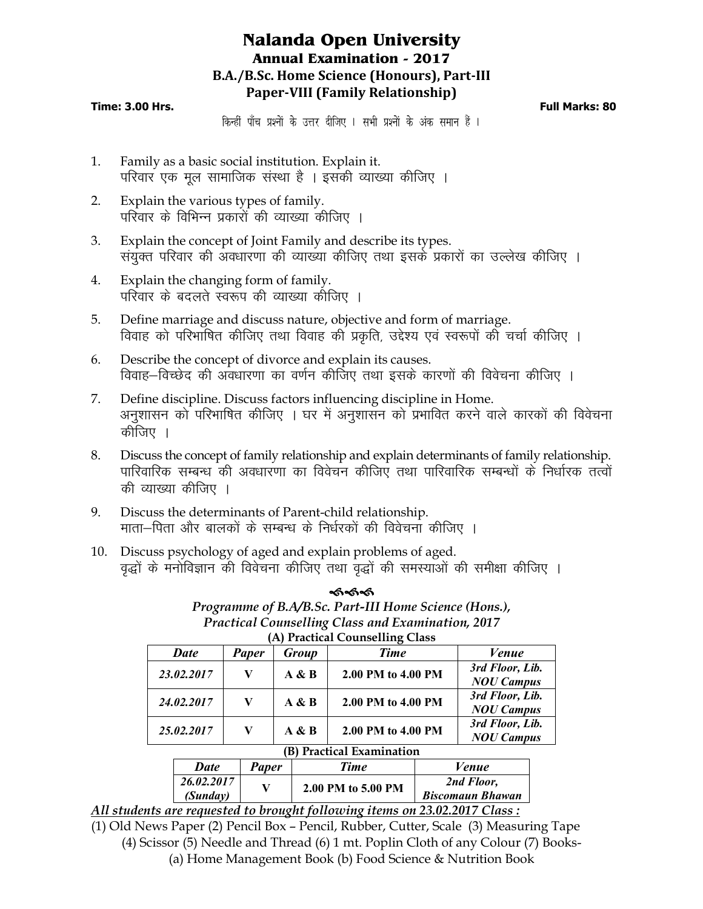# Nalanda Open University

## Annual Examination - 2017

### B.A./B.Sc. Home Science (Honours), Part-III

### Paper-VIII (Family Relationship)

**Time: 3.00 Hrs.** **Full Marks: 80**

किन्हीं पाँच प्रश्नों के उत्तर दीजिए । सभी प्रश्नों के अंक समान हैं ।

1. Family as a basic social institution. Explain it.
   परिवार एक मूल सामाजिक संस्था है । इसकी व्याख्या कीजिए ।

2. Explain the various types of family.
   परिवार के विभिन्न प्रकारों की व्याख्या कीजिए ।

3. Explain the concept of Joint Family and describe its types.
   संयुक्त परिवार की अवधारणा की व्याख्या कीजिए तथा इसके प्रकारों का उल्लेख कीजिए ।

4. Explain the changing form of family.
   परिवार के बदलते स्वरूप की व्याख्या कीजिए ।

5. Define marriage and discuss nature, objective and form of marriage.
   विवाह को परिभाषित कीजिए तथा विवाह की प्रकृति, उद्देश्य एवं स्वरूपों की चर्चा कीजिए ।

6. Describe the concept of divorce and explain its causes.
   विवाह–विच्छेद की अवधारणा का वर्णन कीजिए तथा इसके कारणों की विवेचना कीजिए ।

7. Define discipline. Discuss factors influencing discipline in Home.
   अनुशासन को परिभाषित कीजिए । घर में अनुशासन को प्रभावित करने वाले कारकों की विवेचना कीजिए ।

8. Discuss the concept of family relationship and explain determinants of family relationship.
   पारिवारिक सम्बन्ध की अवधारणा का विवेचन कीजिए तथा पारिवारिक सम्बन्धों के निर्धारक तत्वों की व्याख्या कीजिए ।

9. Discuss the determinants of Parent-child relationship.
   माता–पिता और बालकों के सम्बन्ध के निर्धरकों की विवेचना कीजिए ।

10. Discuss psychology of aged and explain problems of aged.
    वृद्धों के मनोविज्ञान की विवेचना कीजिए तथा वृद्धों की समस्याओं की समीक्षा कीजिए ।

***Programme of B.A/B.Sc. Part-III Home Science (Hons.), Practical Counselling Class and Examination, 2017***

**(A) Practical Counselling Class**

| *Date* | *Paper* | *Group* | *Time* | *Venue* |
|---|---|---|---|---|
| *23.02.2017* | V | A & B | 2.00 PM to 4.00 PM | *3rd Floor, Lib. NOU Campus* |
| *24.02.2017* | V | A & B | 2.00 PM to 4.00 PM | *3rd Floor, Lib. NOU Campus* |
| *25.02.2017* | V | A & B | 2.00 PM to 4.00 PM | *3rd Floor, Lib. NOU Campus* |

**(B) Practical Examination**

| *Date* | *Paper* | *Time* | *Venue* |
|---|---|---|---|
| *26.02.2017 (Sunday)* | V | 2.00 PM to 5.00 PM | *2nd Floor, Biscomaun Bhawan* |

***<u>All students are requested to brought following items on 23.02.2017 Class :</u>***

(1) Old News Paper (2) Pencil Box – Pencil, Rubber, Cutter, Scale (3) Measuring Tape (4) Scissor (5) Needle and Thread (6) 1 mt. Poplin Cloth of any Colour (7) Books- (a) Home Management Book (b) Food Science & Nutrition Book